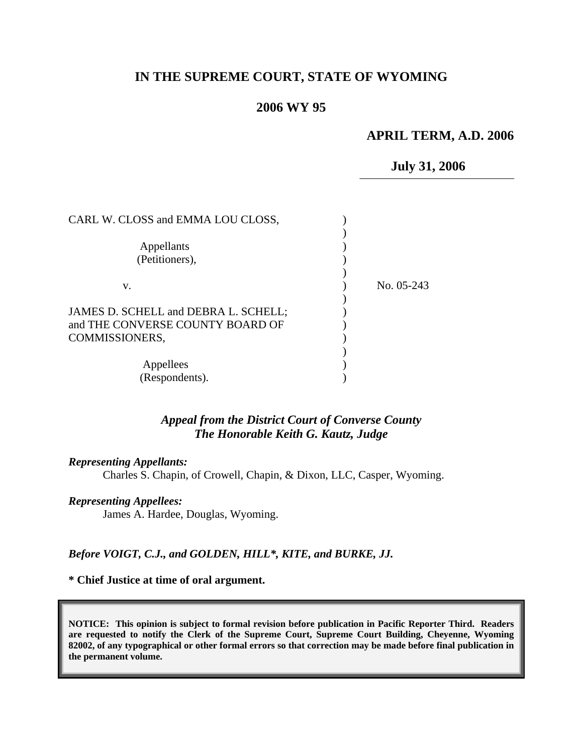# IN THE SUPREME COURT, STATE OF WYOMING

## 2006 WY 95

**APRIL TERM, A.D. 2006**

**July 31, 2006**

CARL W. CLOSS and EMMA LOU CLOSS,

Appellants
(Petitioners),

v.

No. 05-243

JAMES D. SCHELL and DEBRA L. SCHELL; and THE CONVERSE COUNTY BOARD OF COMMISSIONERS,

Appellees
(Respondents).

***Appeal from the District Court of Converse County***
***The Honorable Keith G. Kautz, Judge***

***Representing Appellants:***
Charles S. Chapin, of Crowell, Chapin, & Dixon, LLC, Casper, Wyoming.

***Representing Appellees:***
James A. Hardee, Douglas, Wyoming.

***Before VOIGT, C.J., and GOLDEN, HILL\*, KITE, and BURKE, JJ.***

**\* Chief Justice at time of oral argument.**

**NOTICE: This opinion is subject to formal revision before publication in Pacific Reporter Third. Readers are requested to notify the Clerk of the Supreme Court, Supreme Court Building, Cheyenne, Wyoming 82002, of any typographical or other formal errors so that correction may be made before final publication in the permanent volume.**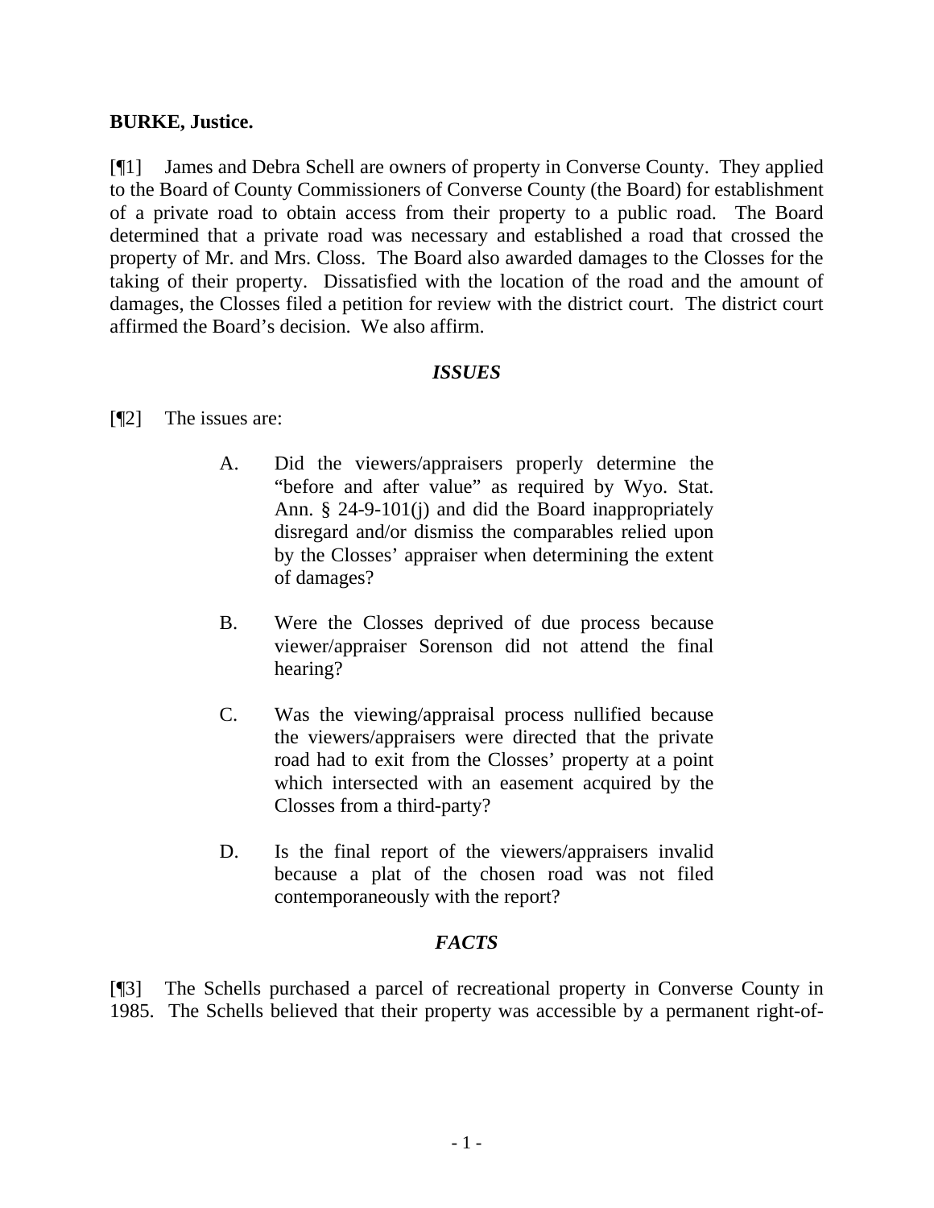**BURKE, Justice.**

[¶1] James and Debra Schell are owners of property in Converse County. They applied to the Board of County Commissioners of Converse County (the Board) for establishment of a private road to obtain access from their property to a public road. The Board determined that a private road was necessary and established a road that crossed the property of Mr. and Mrs. Closs. The Board also awarded damages to the Closses for the taking of their property. Dissatisfied with the location of the road and the amount of damages, the Closses filed a petition for review with the district court. The district court affirmed the Board's decision. We also affirm.

### *ISSUES*

[¶2] The issues are:

> A. Did the viewers/appraisers properly determine the "before and after value" as required by Wyo. Stat. Ann. § 24-9-101(j) and did the Board inappropriately disregard and/or dismiss the comparables relied upon by the Closses' appraiser when determining the extent of damages?
>
> B. Were the Closses deprived of due process because viewer/appraiser Sorenson did not attend the final hearing?
>
> C. Was the viewing/appraisal process nullified because the viewers/appraisers were directed that the private road had to exit from the Closses' property at a point which intersected with an easement acquired by the Closses from a third-party?
>
> D. Is the final report of the viewers/appraisers invalid because a plat of the chosen road was not filed contemporaneously with the report?

### *FACTS*

[¶3] The Schells purchased a parcel of recreational property in Converse County in 1985. The Schells believed that their property was accessible by a permanent right-of-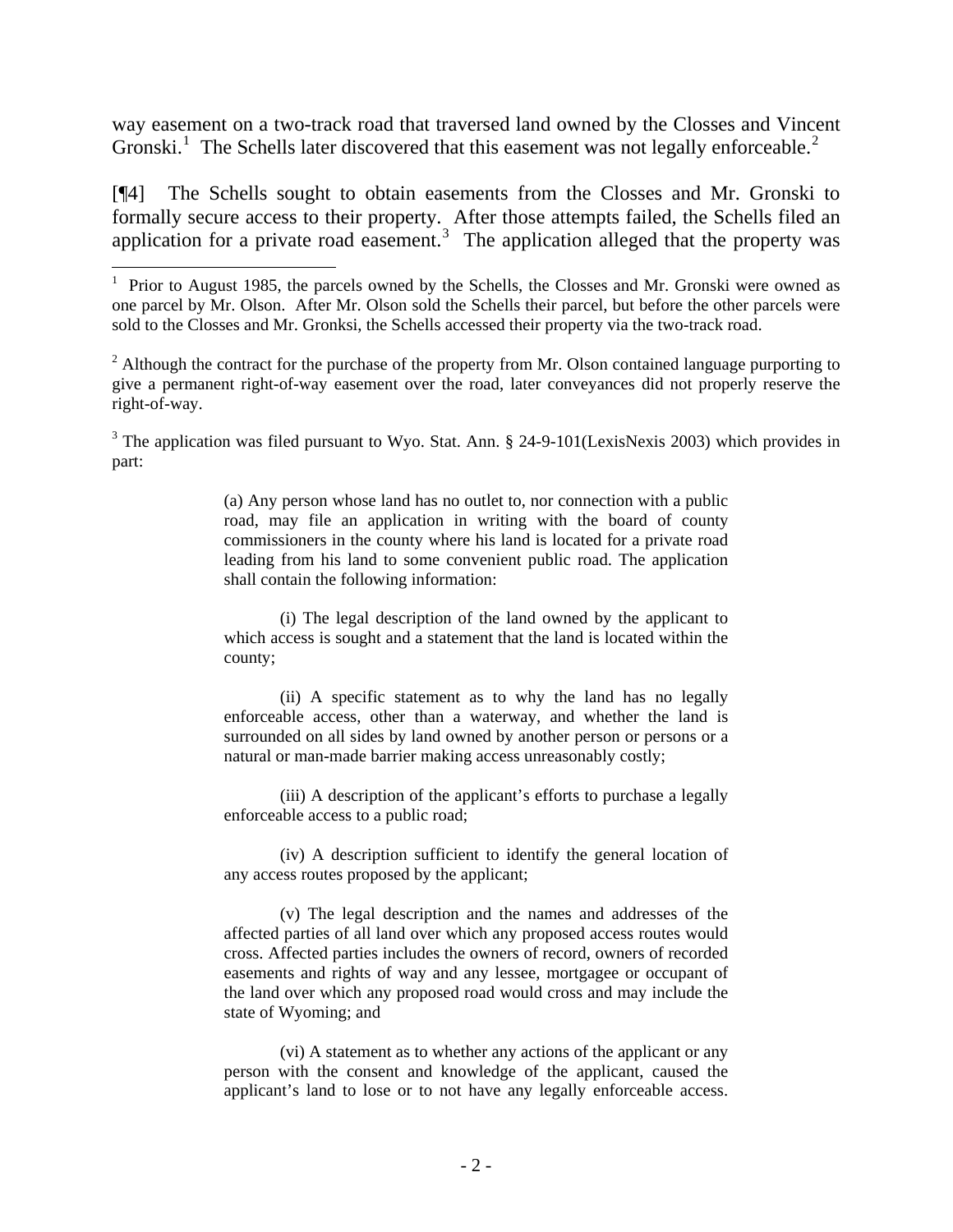way easement on a two-track road that traversed land owned by the Closses and Vincent Gronski.[1] The Schells later discovered that this easement was not legally enforceable.[2]

[¶4] The Schells sought to obtain easements from the Closses and Mr. Gronski to formally secure access to their property. After those attempts failed, the Schells filed an application for a private road easement.[3] The application alleged that the property was

---

[1] Prior to August 1985, the parcels owned by the Schells, the Closses and Mr. Gronski were owned as one parcel by Mr. Olson. After Mr. Olson sold the Schells their parcel, but before the other parcels were sold to the Closses and Mr. Gronksi, the Schells accessed their property via the two-track road.

[2] Although the contract for the purchase of the property from Mr. Olson contained language purporting to give a permanent right-of-way easement over the road, later conveyances did not properly reserve the right-of-way.

[3] The application was filed pursuant to Wyo. Stat. Ann. § 24-9-101(LexisNexis 2003) which provides in part:

> (a) Any person whose land has no outlet to, nor connection with a public road, may file an application in writing with the board of county commissioners in the county where his land is located for a private road leading from his land to some convenient public road. The application shall contain the following information:
>
> (i) The legal description of the land owned by the applicant to which access is sought and a statement that the land is located within the county;
>
> (ii) A specific statement as to why the land has no legally enforceable access, other than a waterway, and whether the land is surrounded on all sides by land owned by another person or persons or a natural or man-made barrier making access unreasonably costly;
>
> (iii) A description of the applicant's efforts to purchase a legally enforceable access to a public road;
>
> (iv) A description sufficient to identify the general location of any access routes proposed by the applicant;
>
> (v) The legal description and the names and addresses of the affected parties of all land over which any proposed access routes would cross. Affected parties includes the owners of record, owners of recorded easements and rights of way and any lessee, mortgagee or occupant of the land over which any proposed road would cross and may include the state of Wyoming; and
>
> (vi) A statement as to whether any actions of the applicant or any person with the consent and knowledge of the applicant, caused the applicant's land to lose or to not have any legally enforceable access.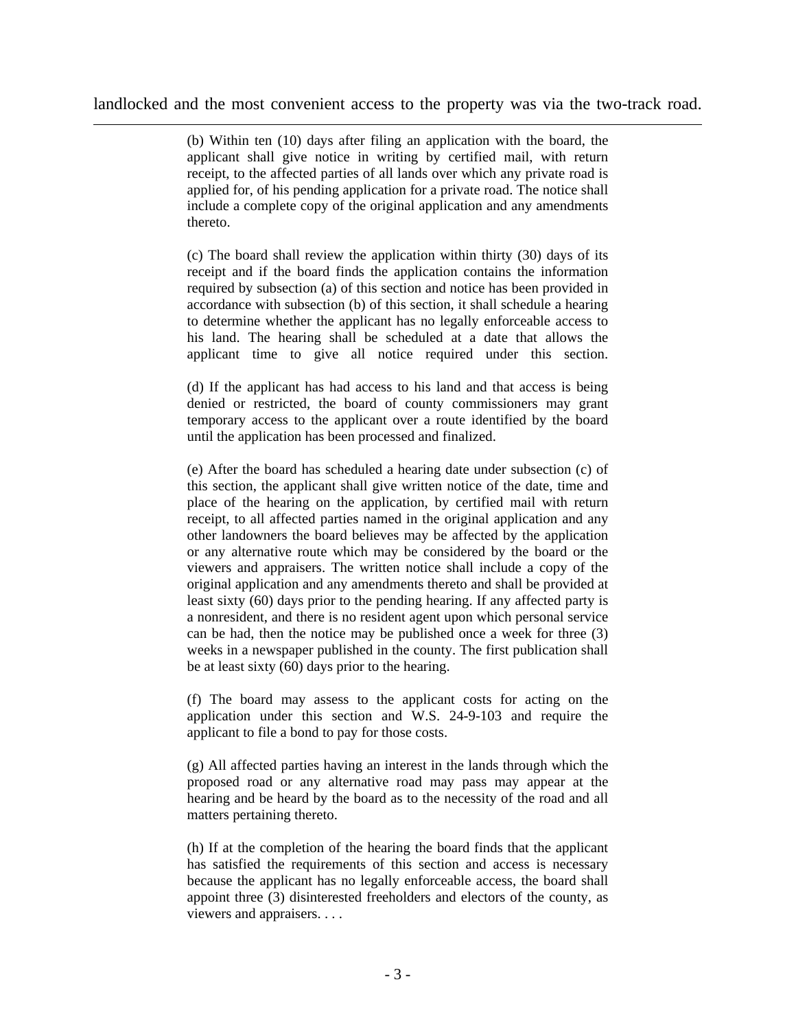landlocked and the most convenient access to the property was via the two-track road.

> (b) Within ten (10) days after filing an application with the board, the applicant shall give notice in writing by certified mail, with return receipt, to the affected parties of all lands over which any private road is applied for, of his pending application for a private road. The notice shall include a complete copy of the original application and any amendments thereto.
>
> (c) The board shall review the application within thirty (30) days of its receipt and if the board finds the application contains the information required by subsection (a) of this section and notice has been provided in accordance with subsection (b) of this section, it shall schedule a hearing to determine whether the applicant has no legally enforceable access to his land. The hearing shall be scheduled at a date that allows the applicant time to give all notice required under this section.
>
> (d) If the applicant has had access to his land and that access is being denied or restricted, the board of county commissioners may grant temporary access to the applicant over a route identified by the board until the application has been processed and finalized.
>
> (e) After the board has scheduled a hearing date under subsection (c) of this section, the applicant shall give written notice of the date, time and place of the hearing on the application, by certified mail with return receipt, to all affected parties named in the original application and any other landowners the board believes may be affected by the application or any alternative route which may be considered by the board or the viewers and appraisers. The written notice shall include a copy of the original application and any amendments thereto and shall be provided at least sixty (60) days prior to the pending hearing. If any affected party is a nonresident, and there is no resident agent upon which personal service can be had, then the notice may be published once a week for three (3) weeks in a newspaper published in the county. The first publication shall be at least sixty (60) days prior to the hearing.
>
> (f) The board may assess to the applicant costs for acting on the application under this section and W.S. 24-9-103 and require the applicant to file a bond to pay for those costs.
>
> (g) All affected parties having an interest in the lands through which the proposed road or any alternative road may pass may appear at the hearing and be heard by the board as to the necessity of the road and all matters pertaining thereto.
>
> (h) If at the completion of the hearing the board finds that the applicant has satisfied the requirements of this section and access is necessary because the applicant has no legally enforceable access, the board shall appoint three (3) disinterested freeholders and electors of the county, as viewers and appraisers. . . .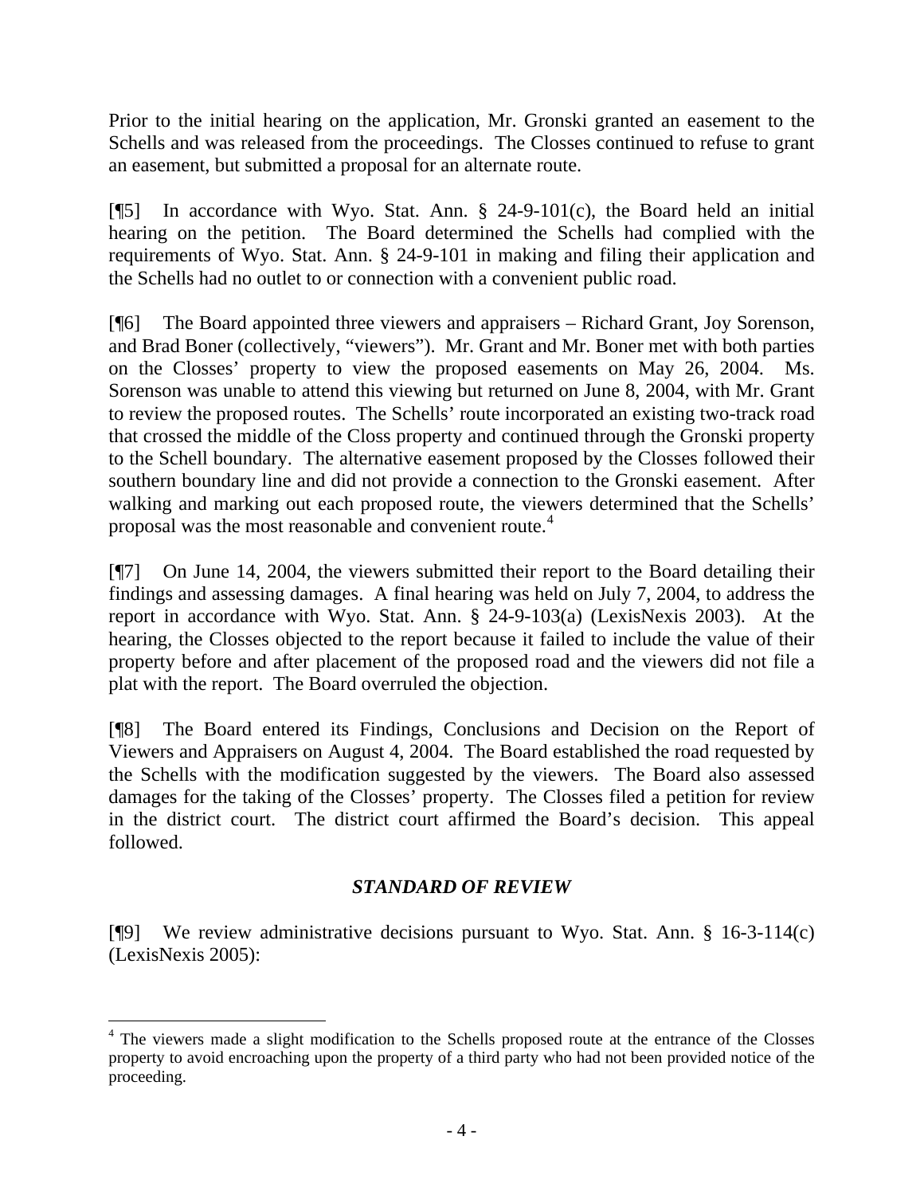Prior to the initial hearing on the application, Mr. Gronski granted an easement to the Schells and was released from the proceedings. The Closses continued to refuse to grant an easement, but submitted a proposal for an alternate route.

[¶5] In accordance with Wyo. Stat. Ann. § 24-9-101(c), the Board held an initial hearing on the petition. The Board determined the Schells had complied with the requirements of Wyo. Stat. Ann. § 24-9-101 in making and filing their application and the Schells had no outlet to or connection with a convenient public road.

[¶6] The Board appointed three viewers and appraisers – Richard Grant, Joy Sorenson, and Brad Boner (collectively, "viewers"). Mr. Grant and Mr. Boner met with both parties on the Closses' property to view the proposed easements on May 26, 2004. Ms. Sorenson was unable to attend this viewing but returned on June 8, 2004, with Mr. Grant to review the proposed routes. The Schells' route incorporated an existing two-track road that crossed the middle of the Closs property and continued through the Gronski property to the Schell boundary. The alternative easement proposed by the Closses followed their southern boundary line and did not provide a connection to the Gronski easement. After walking and marking out each proposed route, the viewers determined that the Schells' proposal was the most reasonable and convenient route.[4]

[¶7] On June 14, 2004, the viewers submitted their report to the Board detailing their findings and assessing damages. A final hearing was held on July 7, 2004, to address the report in accordance with Wyo. Stat. Ann. § 24-9-103(a) (LexisNexis 2003). At the hearing, the Closses objected to the report because it failed to include the value of their property before and after placement of the proposed road and the viewers did not file a plat with the report. The Board overruled the objection.

[¶8] The Board entered its Findings, Conclusions and Decision on the Report of Viewers and Appraisers on August 4, 2004. The Board established the road requested by the Schells with the modification suggested by the viewers. The Board also assessed damages for the taking of the Closses' property. The Closses filed a petition for review in the district court. The district court affirmed the Board's decision. This appeal followed.

## *STANDARD OF REVIEW*

[¶9] We review administrative decisions pursuant to Wyo. Stat. Ann. § 16-3-114(c) (LexisNexis 2005):

---

[4] The viewers made a slight modification to the Schells proposed route at the entrance of the Closses property to avoid encroaching upon the property of a third party who had not been provided notice of the proceeding.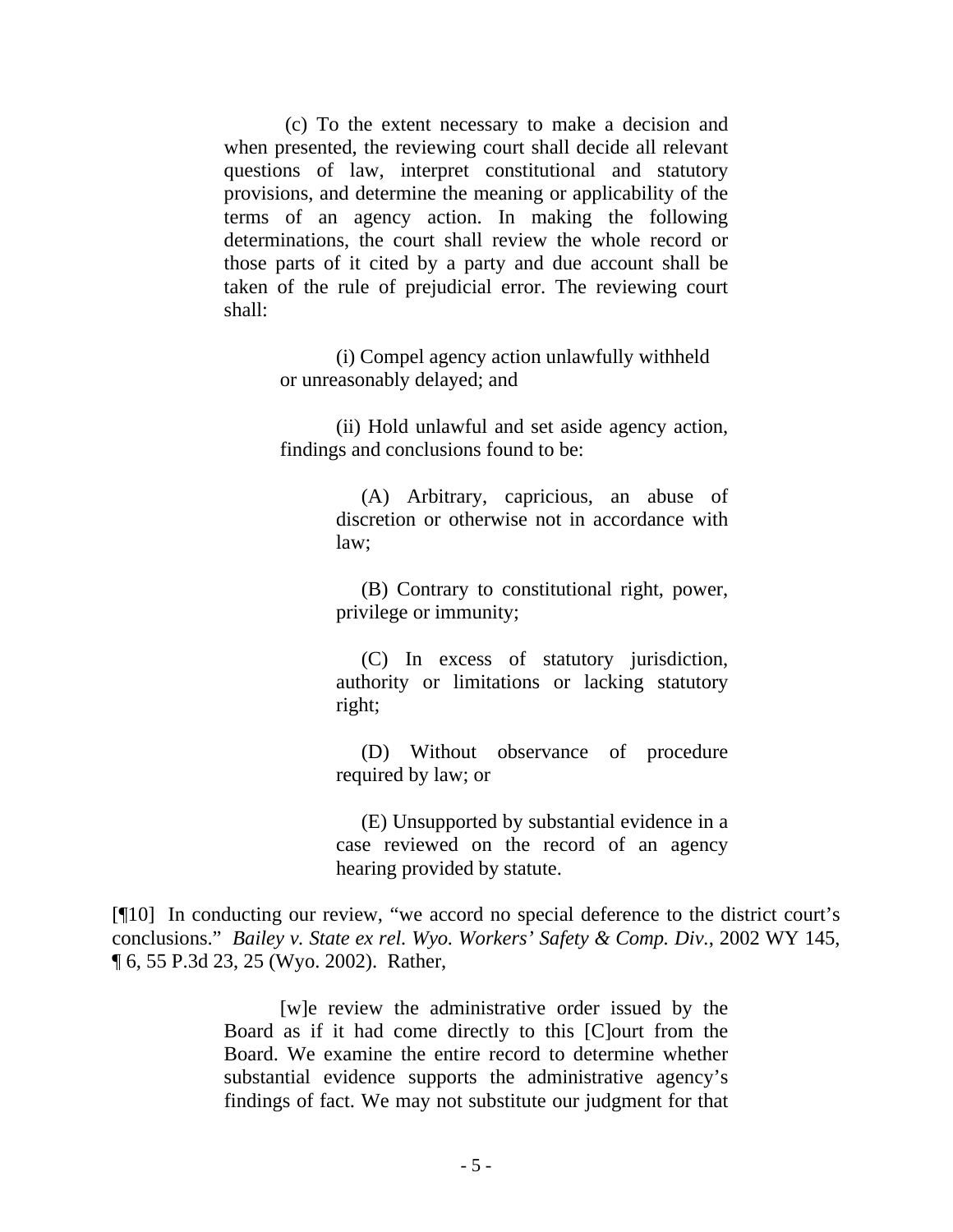> (c) To the extent necessary to make a decision and when presented, the reviewing court shall decide all relevant questions of law, interpret constitutional and statutory provisions, and determine the meaning or applicability of the terms of an agency action. In making the following determinations, the court shall review the whole record or those parts of it cited by a party and due account shall be taken of the rule of prejudicial error. The reviewing court shall:
>
> > (i) Compel agency action unlawfully withheld or unreasonably delayed; and
> >
> > (ii) Hold unlawful and set aside agency action, findings and conclusions found to be:
> >
> > > (A) Arbitrary, capricious, an abuse of discretion or otherwise not in accordance with law;
> > >
> > > (B) Contrary to constitutional right, power, privilege or immunity;
> > >
> > > (C) In excess of statutory jurisdiction, authority or limitations or lacking statutory right;
> > >
> > > (D) Without observance of procedure required by law; or
> > >
> > > (E) Unsupported by substantial evidence in a case reviewed on the record of an agency hearing provided by statute.

[¶10] In conducting our review, "we accord no special deference to the district court's conclusions." *Bailey v. State ex rel. Wyo. Workers' Safety & Comp. Div.*, 2002 WY 145, ¶ 6, 55 P.3d 23, 25 (Wyo. 2002). Rather,

> [w]e review the administrative order issued by the Board as if it had come directly to this [C]ourt from the Board. We examine the entire record to determine whether substantial evidence supports the administrative agency's findings of fact. We may not substitute our judgment for that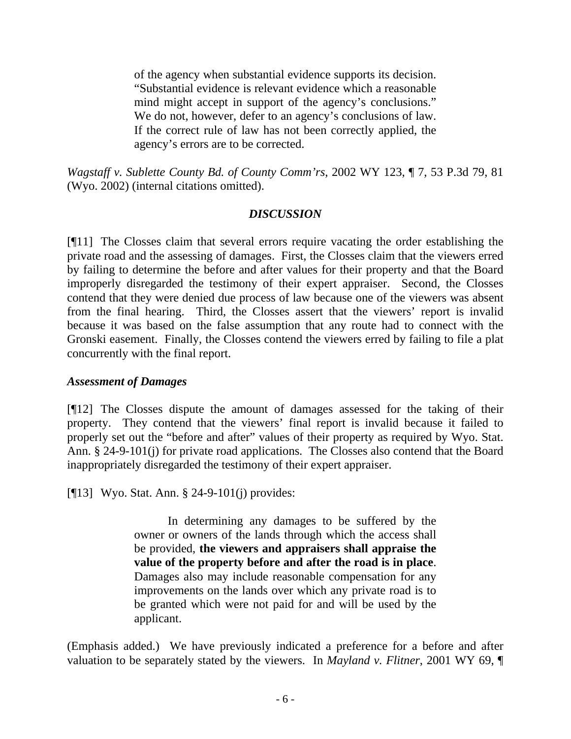> of the agency when substantial evidence supports its decision. "Substantial evidence is relevant evidence which a reasonable mind might accept in support of the agency's conclusions." We do not, however, defer to an agency's conclusions of law. If the correct rule of law has not been correctly applied, the agency's errors are to be corrected.

*Wagstaff v. Sublette County Bd. of County Comm'rs*, 2002 WY 123, ¶ 7, 53 P.3d 79, 81 (Wyo. 2002) (internal citations omitted).

## *DISCUSSION*

[¶11] The Closses claim that several errors require vacating the order establishing the private road and the assessing of damages. First, the Closses claim that the viewers erred by failing to determine the before and after values for their property and that the Board improperly disregarded the testimony of their expert appraiser. Second, the Closses contend that they were denied due process of law because one of the viewers was absent from the final hearing. Third, the Closses assert that the viewers' report is invalid because it was based on the false assumption that any route had to connect with the Gronski easement. Finally, the Closses contend the viewers erred by failing to file a plat concurrently with the final report.

### *Assessment of Damages*

[¶12] The Closses dispute the amount of damages assessed for the taking of their property. They contend that the viewers' final report is invalid because it failed to properly set out the "before and after" values of their property as required by Wyo. Stat. Ann. § 24-9-101(j) for private road applications. The Closses also contend that the Board inappropriately disregarded the testimony of their expert appraiser.

[¶13] Wyo. Stat. Ann. § 24-9-101(j) provides:

> In determining any damages to be suffered by the owner or owners of the lands through which the access shall be provided, **the viewers and appraisers shall appraise the value of the property before and after the road is in place**. Damages also may include reasonable compensation for any improvements on the lands over which any private road is to be granted which were not paid for and will be used by the applicant.

(Emphasis added.) We have previously indicated a preference for a before and after valuation to be separately stated by the viewers. In *Mayland v. Flitner*, 2001 WY 69, ¶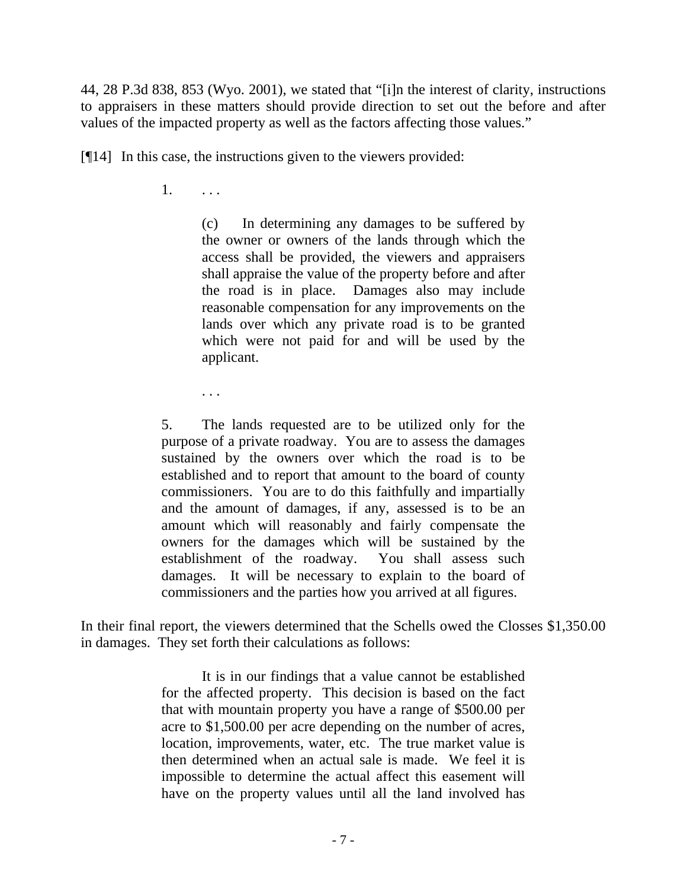44, 28 P.3d 838, 853 (Wyo. 2001), we stated that "[i]n the interest of clarity, instructions to appraisers in these matters should provide direction to set out the before and after values of the impacted property as well as the factors affecting those values."

[¶14] In this case, the instructions given to the viewers provided:

> 1. . . .
>
> > (c) In determining any damages to be suffered by the owner or owners of the lands through which the access shall be provided, the viewers and appraisers shall appraise the value of the property before and after the road is in place. Damages also may include reasonable compensation for any improvements on the lands over which any private road is to be granted which were not paid for and will be used by the applicant.
> >
> > . . .
>
> 5. The lands requested are to be utilized only for the purpose of a private roadway. You are to assess the damages sustained by the owners over which the road is to be established and to report that amount to the board of county commissioners. You are to do this faithfully and impartially and the amount of damages, if any, assessed is to be an amount which will reasonably and fairly compensate the owners for the damages which will be sustained by the establishment of the roadway. You shall assess such damages. It will be necessary to explain to the board of commissioners and the parties how you arrived at all figures.

In their final report, the viewers determined that the Schells owed the Closses $1,350.00 in damages. They set forth their calculations as follows:

> It is in our findings that a value cannot be established for the affected property. This decision is based on the fact that with mountain property you have a range of $500.00 per acre to $1,500.00 per acre depending on the number of acres, location, improvements, water, etc. The true market value is then determined when an actual sale is made. We feel it is impossible to determine the actual affect this easement will have on the property values until all the land involved has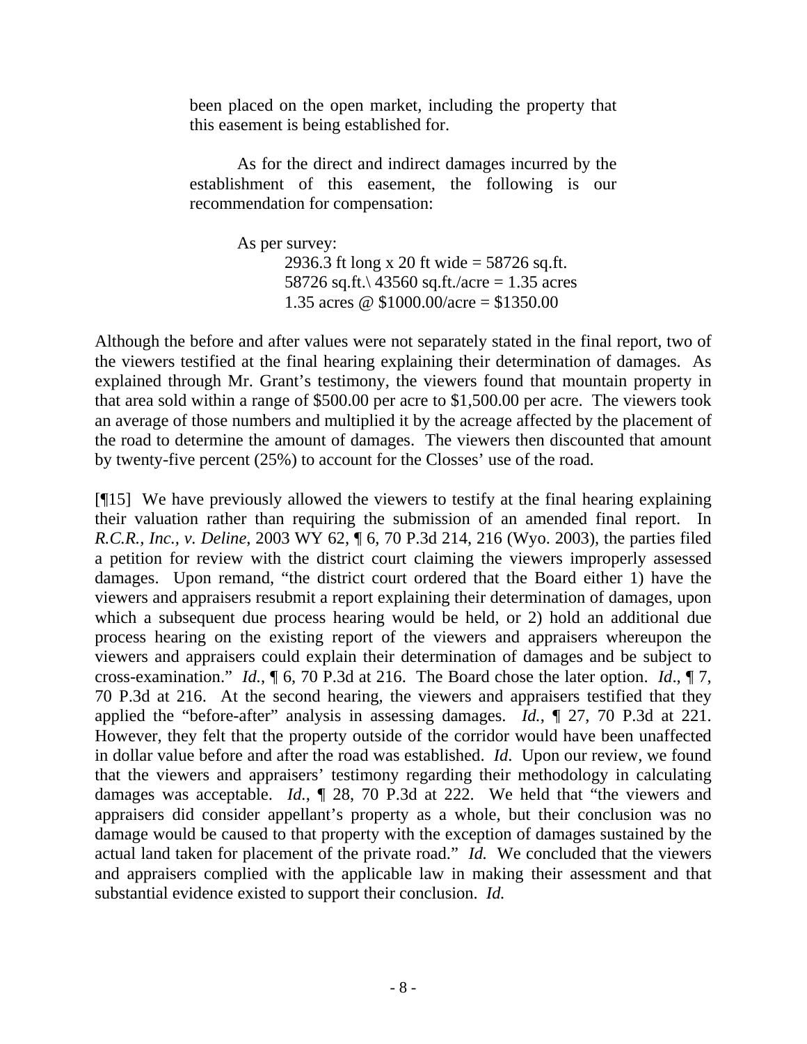> been placed on the open market, including the property that this easement is being established for.
>
> As for the direct and indirect damages incurred by the establishment of this easement, the following is our recommendation for compensation:
>
> As per survey:
> 2936.3 ft long x 20 ft wide = 58726 sq.ft.
> 58726 sq.ft.\ 43560 sq.ft./acre = 1.35 acres
> 1.35 acres @ $1000.00/acre = $1350.00

Although the before and after values were not separately stated in the final report, two of the viewers testified at the final hearing explaining their determination of damages. As explained through Mr. Grant's testimony, the viewers found that mountain property in that area sold within a range of $500.00 per acre to $1,500.00 per acre. The viewers took an average of those numbers and multiplied it by the acreage affected by the placement of the road to determine the amount of damages. The viewers then discounted that amount by twenty-five percent (25%) to account for the Closses' use of the road.

[¶15] We have previously allowed the viewers to testify at the final hearing explaining their valuation rather than requiring the submission of an amended final report. In *R.C.R., Inc., v. Deline*, 2003 WY 62, ¶ 6, 70 P.3d 214, 216 (Wyo. 2003), the parties filed a petition for review with the district court claiming the viewers improperly assessed damages. Upon remand, "the district court ordered that the Board either 1) have the viewers and appraisers resubmit a report explaining their determination of damages, upon which a subsequent due process hearing would be held, or 2) hold an additional due process hearing on the existing report of the viewers and appraisers whereupon the viewers and appraisers could explain their determination of damages and be subject to cross-examination." *Id.*, ¶ 6, 70 P.3d at 216. The Board chose the later option. *Id.*, ¶ 7, 70 P.3d at 216. At the second hearing, the viewers and appraisers testified that they applied the "before-after" analysis in assessing damages. *Id.*, ¶ 27, 70 P.3d at 221. However, they felt that the property outside of the corridor would have been unaffected in dollar value before and after the road was established. *Id.* Upon our review, we found that the viewers and appraisers' testimony regarding their methodology in calculating damages was acceptable. *Id.*, ¶ 28, 70 P.3d at 222. We held that "the viewers and appraisers did consider appellant's property as a whole, but their conclusion was no damage would be caused to that property with the exception of damages sustained by the actual land taken for placement of the private road." *Id.* We concluded that the viewers and appraisers complied with the applicable law in making their assessment and that substantial evidence existed to support their conclusion. *Id.*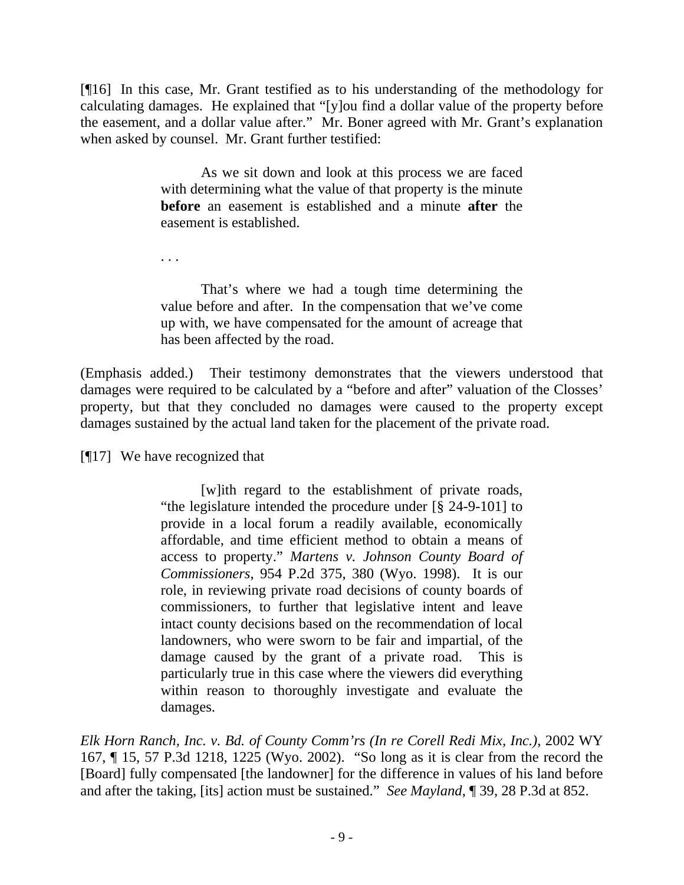[¶16] In this case, Mr. Grant testified as to his understanding of the methodology for calculating damages. He explained that "[y]ou find a dollar value of the property before the easement, and a dollar value after." Mr. Boner agreed with Mr. Grant's explanation when asked by counsel. Mr. Grant further testified:

> As we sit down and look at this process we are faced with determining what the value of that property is the minute **before** an easement is established and a minute **after** the easement is established.
>
> . . .
>
> That's where we had a tough time determining the value before and after. In the compensation that we've come up with, we have compensated for the amount of acreage that has been affected by the road.

(Emphasis added.) Their testimony demonstrates that the viewers understood that damages were required to be calculated by a "before and after" valuation of the Closses' property, but that they concluded no damages were caused to the property except damages sustained by the actual land taken for the placement of the private road.

[¶17] We have recognized that

> [w]ith regard to the establishment of private roads, "the legislature intended the procedure under [§ 24-9-101] to provide in a local forum a readily available, economically affordable, and time efficient method to obtain a means of access to property." *Martens v. Johnson County Board of Commissioners*, 954 P.2d 375, 380 (Wyo. 1998). It is our role, in reviewing private road decisions of county boards of commissioners, to further that legislative intent and leave intact county decisions based on the recommendation of local landowners, who were sworn to be fair and impartial, of the damage caused by the grant of a private road. This is particularly true in this case where the viewers did everything within reason to thoroughly investigate and evaluate the damages.

*Elk Horn Ranch, Inc. v. Bd. of County Comm'rs (In re Corell Redi Mix, Inc.)*, 2002 WY 167, ¶ 15, 57 P.3d 1218, 1225 (Wyo. 2002). "So long as it is clear from the record the [Board] fully compensated [the landowner] for the difference in values of his land before and after the taking, [its] action must be sustained." *See Mayland*, ¶ 39, 28 P.3d at 852.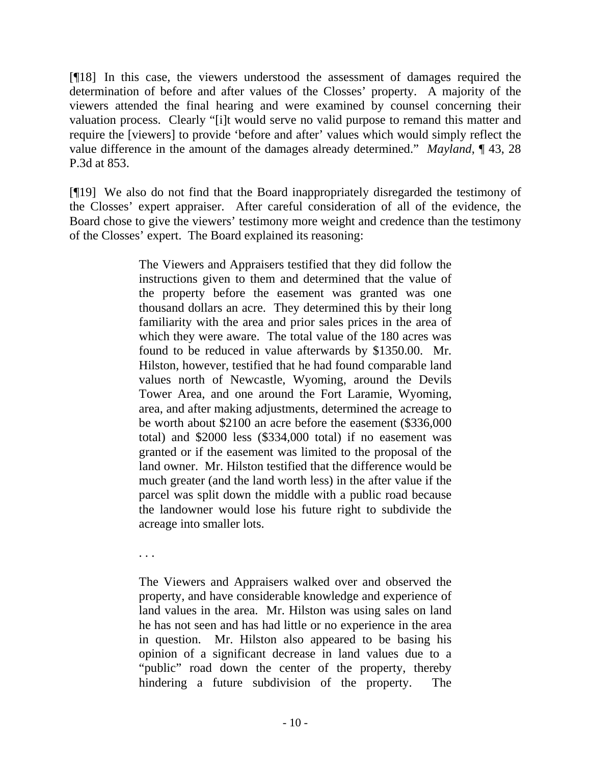[¶18] In this case, the viewers understood the assessment of damages required the determination of before and after values of the Closses' property. A majority of the viewers attended the final hearing and were examined by counsel concerning their valuation process. Clearly "[i]t would serve no valid purpose to remand this matter and require the [viewers] to provide 'before and after' values which would simply reflect the value difference in the amount of the damages already determined." *Mayland*, ¶ 43, 28 P.3d at 853.

[¶19] We also do not find that the Board inappropriately disregarded the testimony of the Closses' expert appraiser. After careful consideration of all of the evidence, the Board chose to give the viewers' testimony more weight and credence than the testimony of the Closses' expert. The Board explained its reasoning:

> The Viewers and Appraisers testified that they did follow the instructions given to them and determined that the value of the property before the easement was granted was one thousand dollars an acre. They determined this by their long familiarity with the area and prior sales prices in the area of which they were aware. The total value of the 180 acres was found to be reduced in value afterwards by $1350.00. Mr. Hilston, however, testified that he had found comparable land values north of Newcastle, Wyoming, around the Devils Tower Area, and one around the Fort Laramie, Wyoming, area, and after making adjustments, determined the acreage to be worth about $2100 an acre before the easement ($336,000 total) and $2000 less ($334,000 total) if no easement was granted or if the easement was limited to the proposal of the land owner. Mr. Hilston testified that the difference would be much greater (and the land worth less) in the after value if the parcel was split down the middle with a public road because the landowner would lose his future right to subdivide the acreage into smaller lots.
>
> . . .
>
> The Viewers and Appraisers walked over and observed the property, and have considerable knowledge and experience of land values in the area. Mr. Hilston was using sales on land he has not seen and has had little or no experience in the area in question. Mr. Hilston also appeared to be basing his opinion of a significant decrease in land values due to a "public" road down the center of the property, thereby hindering a future subdivision of the property. The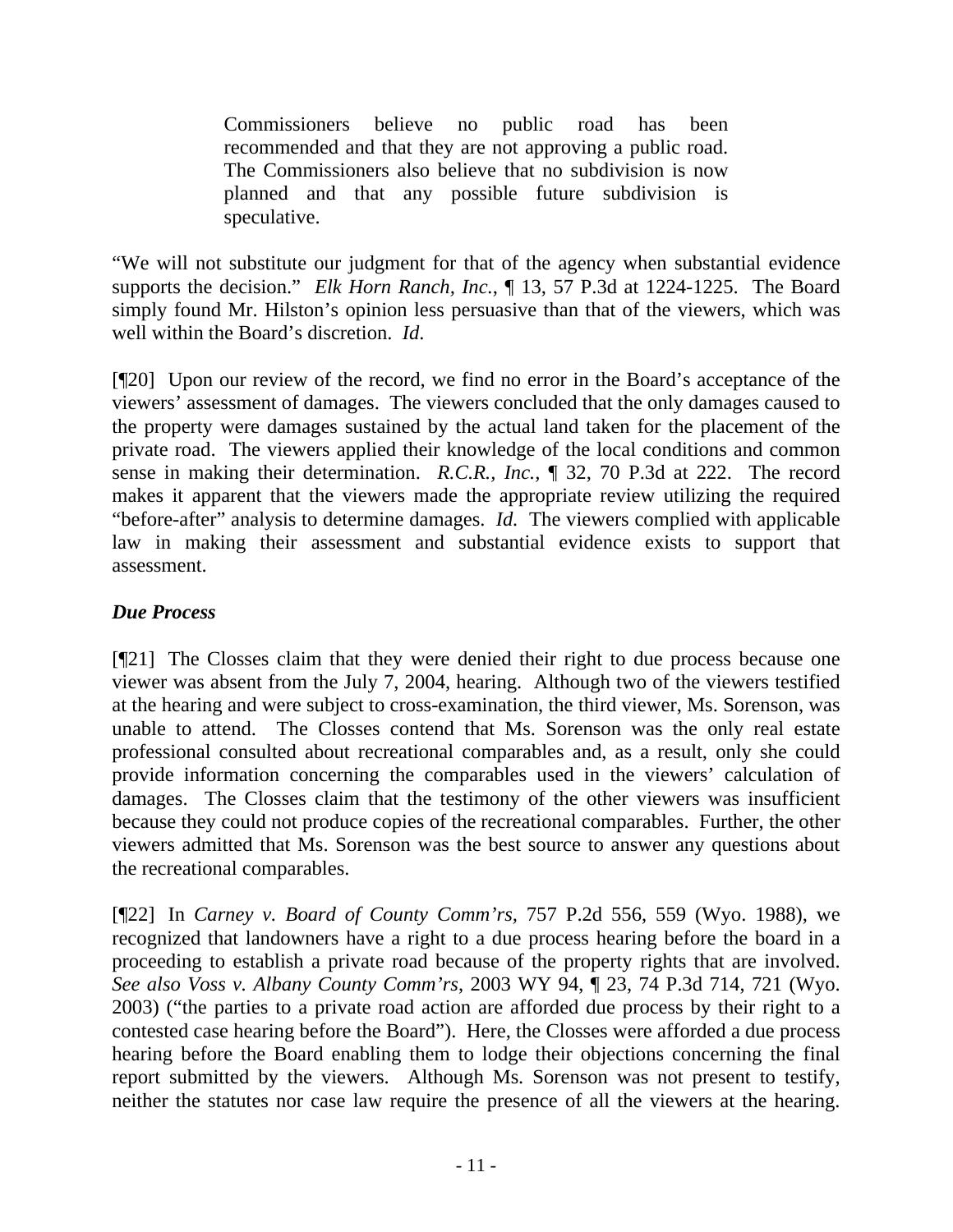> Commissioners believe no public road has been recommended and that they are not approving a public road. The Commissioners also believe that no subdivision is now planned and that any possible future subdivision is speculative.

"We will not substitute our judgment for that of the agency when substantial evidence supports the decision." *Elk Horn Ranch, Inc.*, ¶ 13, 57 P.3d at 1224-1225. The Board simply found Mr. Hilston's opinion less persuasive than that of the viewers, which was well within the Board's discretion. *Id*.

[¶20] Upon our review of the record, we find no error in the Board's acceptance of the viewers' assessment of damages. The viewers concluded that the only damages caused to the property were damages sustained by the actual land taken for the placement of the private road. The viewers applied their knowledge of the local conditions and common sense in making their determination. *R.C.R., Inc.*, ¶ 32, 70 P.3d at 222. The record makes it apparent that the viewers made the appropriate review utilizing the required "before-after" analysis to determine damages. *Id.* The viewers complied with applicable law in making their assessment and substantial evidence exists to support that assessment.

***Due Process***

[¶21] The Closses claim that they were denied their right to due process because one viewer was absent from the July 7, 2004, hearing. Although two of the viewers testified at the hearing and were subject to cross-examination, the third viewer, Ms. Sorenson, was unable to attend. The Closses contend that Ms. Sorenson was the only real estate professional consulted about recreational comparables and, as a result, only she could provide information concerning the comparables used in the viewers' calculation of damages. The Closses claim that the testimony of the other viewers was insufficient because they could not produce copies of the recreational comparables. Further, the other viewers admitted that Ms. Sorenson was the best source to answer any questions about the recreational comparables.

[¶22] In *Carney v. Board of County Comm'rs*, 757 P.2d 556, 559 (Wyo. 1988), we recognized that landowners have a right to a due process hearing before the board in a proceeding to establish a private road because of the property rights that are involved. *See also Voss v. Albany County Comm'rs*, 2003 WY 94, ¶ 23, 74 P.3d 714, 721 (Wyo. 2003) ("the parties to a private road action are afforded due process by their right to a contested case hearing before the Board"). Here, the Closses were afforded a due process hearing before the Board enabling them to lodge their objections concerning the final report submitted by the viewers. Although Ms. Sorenson was not present to testify, neither the statutes nor case law require the presence of all the viewers at the hearing.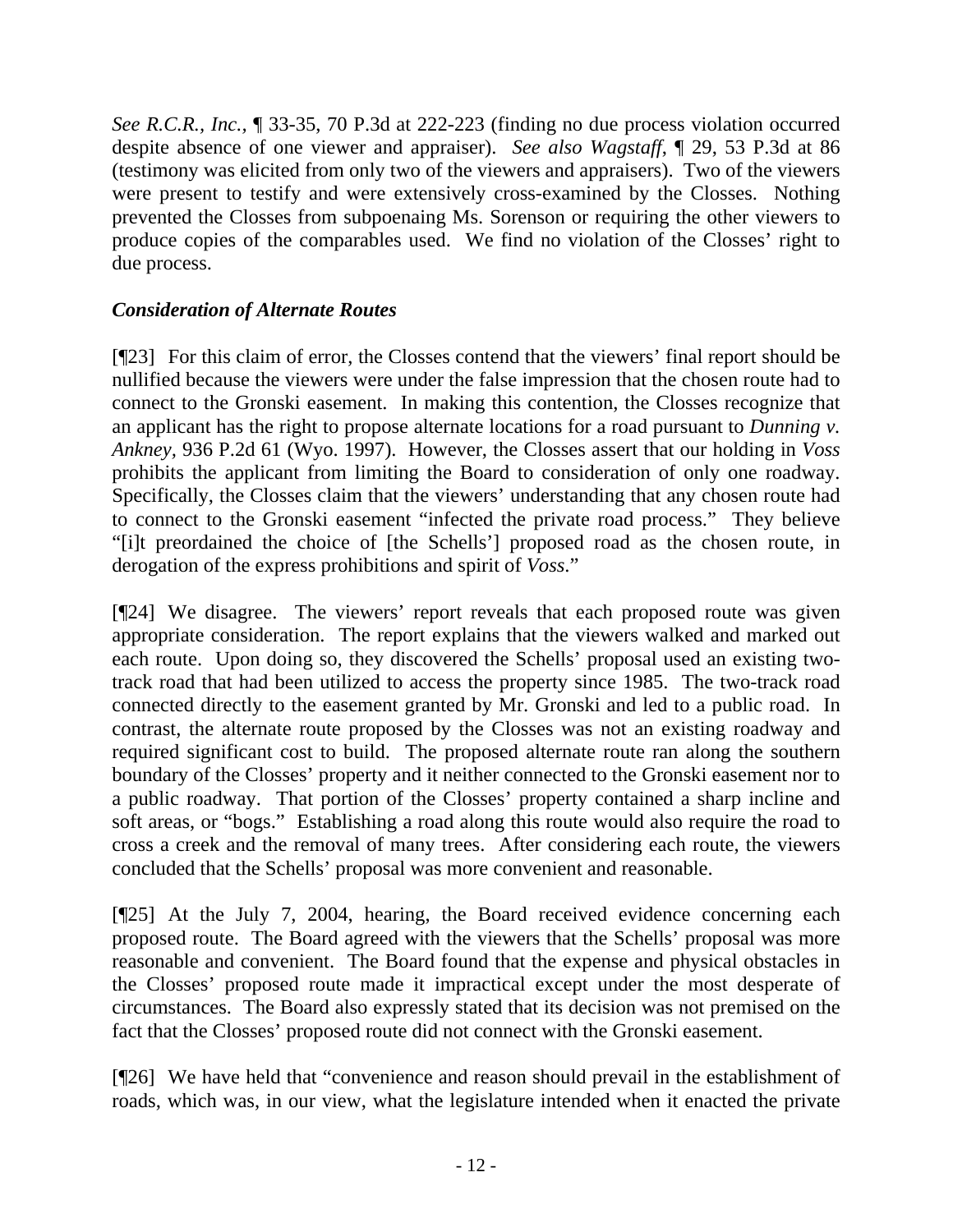*See R.C.R., Inc.*, ¶ 33-35, 70 P.3d at 222-223 (finding no due process violation occurred despite absence of one viewer and appraiser). *See also Wagstaff*, ¶ 29, 53 P.3d at 86 (testimony was elicited from only two of the viewers and appraisers). Two of the viewers were present to testify and were extensively cross-examined by the Closses. Nothing prevented the Closses from subpoenaing Ms. Sorenson or requiring the other viewers to produce copies of the comparables used. We find no violation of the Closses' right to due process.

### *Consideration of Alternate Routes*

[¶23] For this claim of error, the Closses contend that the viewers' final report should be nullified because the viewers were under the false impression that the chosen route had to connect to the Gronski easement. In making this contention, the Closses recognize that an applicant has the right to propose alternate locations for a road pursuant to *Dunning v. Ankney*, 936 P.2d 61 (Wyo. 1997). However, the Closses assert that our holding in *Voss* prohibits the applicant from limiting the Board to consideration of only one roadway. Specifically, the Closses claim that the viewers' understanding that any chosen route had to connect to the Gronski easement "infected the private road process." They believe "[i]t preordained the choice of [the Schells'] proposed road as the chosen route, in derogation of the express prohibitions and spirit of *Voss*."

[¶24] We disagree. The viewers' report reveals that each proposed route was given appropriate consideration. The report explains that the viewers walked and marked out each route. Upon doing so, they discovered the Schells' proposal used an existing two-track road that had been utilized to access the property since 1985. The two-track road connected directly to the easement granted by Mr. Gronski and led to a public road. In contrast, the alternate route proposed by the Closses was not an existing roadway and required significant cost to build. The proposed alternate route ran along the southern boundary of the Closses' property and it neither connected to the Gronski easement nor to a public roadway. That portion of the Closses' property contained a sharp incline and soft areas, or "bogs." Establishing a road along this route would also require the road to cross a creek and the removal of many trees. After considering each route, the viewers concluded that the Schells' proposal was more convenient and reasonable.

[¶25] At the July 7, 2004, hearing, the Board received evidence concerning each proposed route. The Board agreed with the viewers that the Schells' proposal was more reasonable and convenient. The Board found that the expense and physical obstacles in the Closses' proposed route made it impractical except under the most desperate of circumstances. The Board also expressly stated that its decision was not premised on the fact that the Closses' proposed route did not connect with the Gronski easement.

[¶26] We have held that "convenience and reason should prevail in the establishment of roads, which was, in our view, what the legislature intended when it enacted the private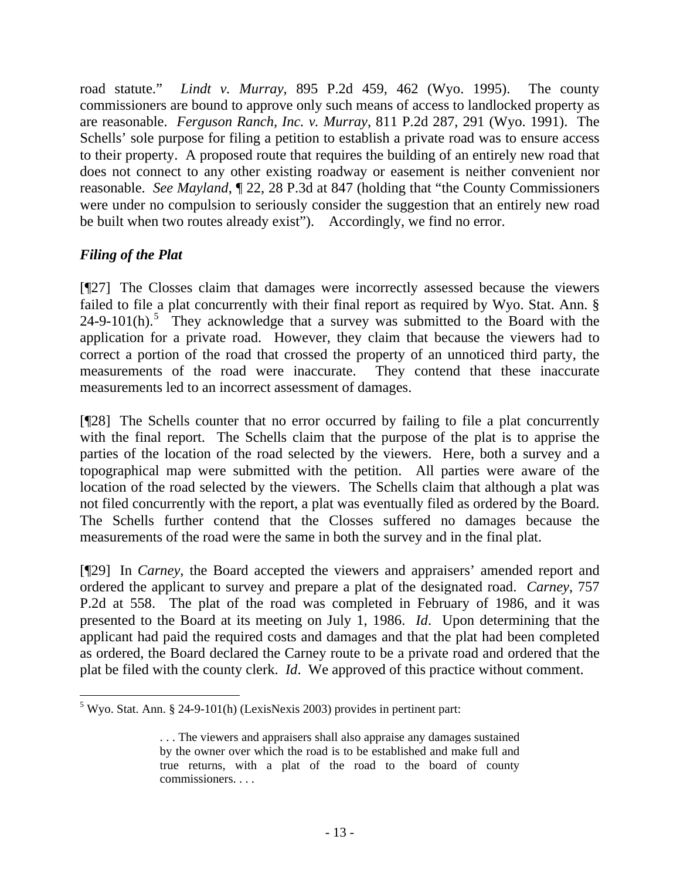road statute." *Lindt v. Murray*, 895 P.2d 459, 462 (Wyo. 1995). The county commissioners are bound to approve only such means of access to landlocked property as are reasonable. *Ferguson Ranch, Inc. v. Murray*, 811 P.2d 287, 291 (Wyo. 1991). The Schells' sole purpose for filing a petition to establish a private road was to ensure access to their property. A proposed route that requires the building of an entirely new road that does not connect to any other existing roadway or easement is neither convenient nor reasonable. *See Mayland*, ¶ 22, 28 P.3d at 847 (holding that "the County Commissioners were under no compulsion to seriously consider the suggestion that an entirely new road be built when two routes already exist"). Accordingly, we find no error.

### *Filing of the Plat*

[¶27] The Closses claim that damages were incorrectly assessed because the viewers failed to file a plat concurrently with their final report as required by Wyo. Stat. Ann. § 24-9-101(h).[5] They acknowledge that a survey was submitted to the Board with the application for a private road. However, they claim that because the viewers had to correct a portion of the road that crossed the property of an unnoticed third party, the measurements of the road were inaccurate. They contend that these inaccurate measurements led to an incorrect assessment of damages.

[¶28] The Schells counter that no error occurred by failing to file a plat concurrently with the final report. The Schells claim that the purpose of the plat is to apprise the parties of the location of the road selected by the viewers. Here, both a survey and a topographical map were submitted with the petition. All parties were aware of the location of the road selected by the viewers. The Schells claim that although a plat was not filed concurrently with the report, a plat was eventually filed as ordered by the Board. The Schells further contend that the Closses suffered no damages because the measurements of the road were the same in both the survey and in the final plat.

[¶29] In *Carney*, the Board accepted the viewers and appraisers' amended report and ordered the applicant to survey and prepare a plat of the designated road. *Carney*, 757 P.2d at 558. The plat of the road was completed in February of 1986, and it was presented to the Board at its meeting on July 1, 1986. *Id*. Upon determining that the applicant had paid the required costs and damages and that the plat had been completed as ordered, the Board declared the Carney route to be a private road and ordered that the plat be filed with the county clerk. *Id*. We approved of this practice without comment.

---

[5] Wyo. Stat. Ann. § 24-9-101(h) (LexisNexis 2003) provides in pertinent part:

> . . . The viewers and appraisers shall also appraise any damages sustained by the owner over which the road is to be established and make full and true returns, with a plat of the road to the board of county commissioners. . . .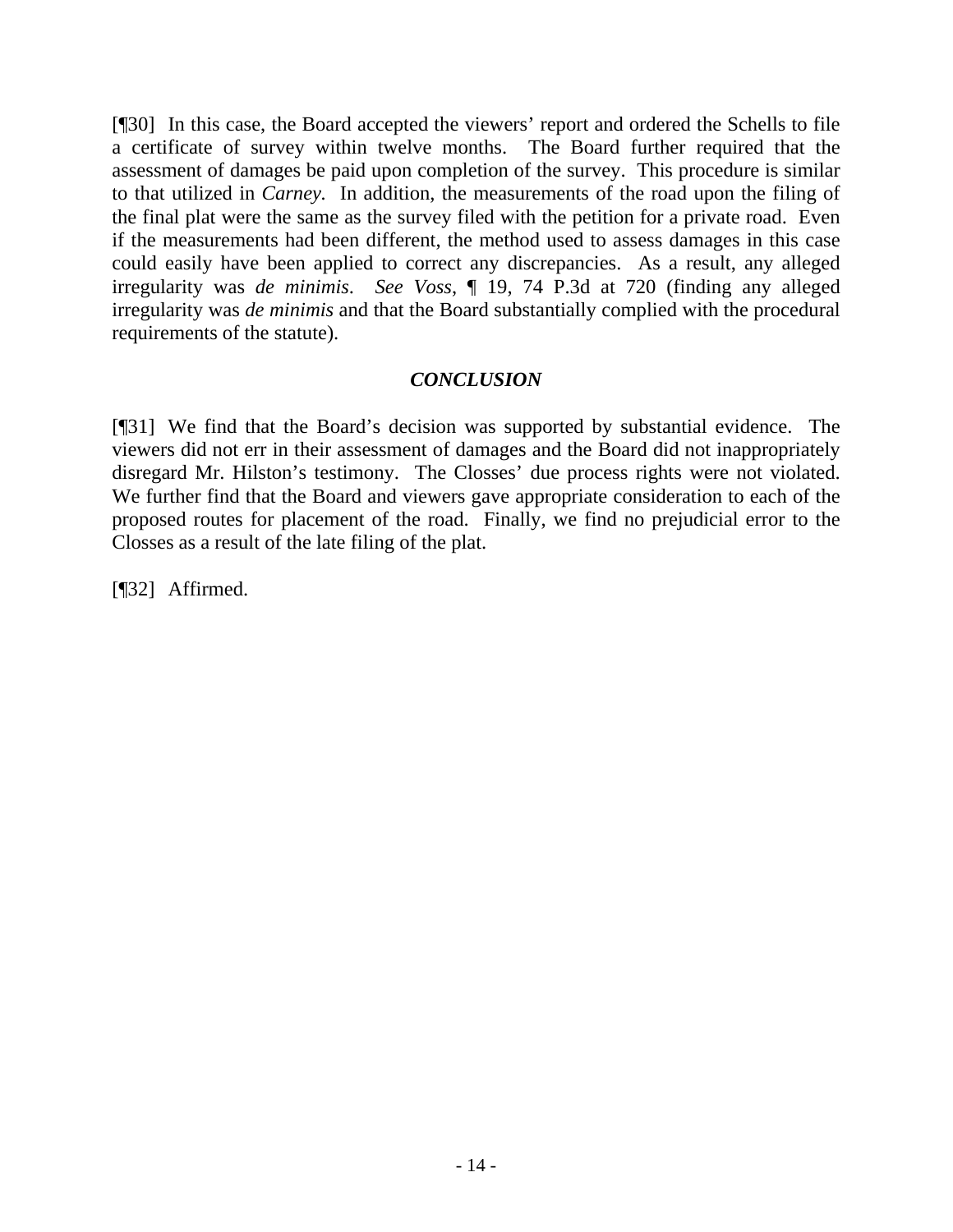[¶30] In this case, the Board accepted the viewers' report and ordered the Schells to file a certificate of survey within twelve months. The Board further required that the assessment of damages be paid upon completion of the survey. This procedure is similar to that utilized in *Carney.* In addition, the measurements of the road upon the filing of the final plat were the same as the survey filed with the petition for a private road. Even if the measurements had been different, the method used to assess damages in this case could easily have been applied to correct any discrepancies. As a result, any alleged irregularity was *de minimis*. *See Voss*, ¶ 19, 74 P.3d at 720 (finding any alleged irregularity was *de minimis* and that the Board substantially complied with the procedural requirements of the statute).

## *CONCLUSION*

[¶31] We find that the Board's decision was supported by substantial evidence. The viewers did not err in their assessment of damages and the Board did not inappropriately disregard Mr. Hilston's testimony. The Closses' due process rights were not violated. We further find that the Board and viewers gave appropriate consideration to each of the proposed routes for placement of the road. Finally, we find no prejudicial error to the Closses as a result of the late filing of the plat.

[¶32] Affirmed.